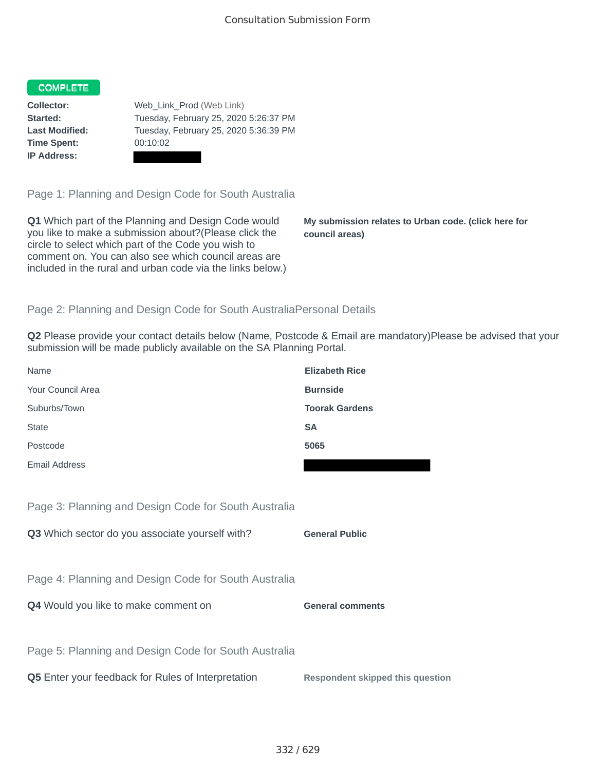Consultation Submission Form

**COMPLETE**

**Collector:** Web_Link_Prod (Web Link)
**Started:** Tuesday, February 25, 2020 5:26:37 PM
**Last Modified:** Tuesday, February 25, 2020 5:36:39 PM
**Time Spent:** 00:10:02
**IP Address:** ██████████

## Page 1: Planning and Design Code for South Australia

**Q1** Which part of the Planning and Design Code would you like to make a submission about?(Please click the circle to select which part of the Code you wish to comment on. You can also see which council areas are included in the rural and urban code via the links below.)

**My submission relates to Urban code. (click here for council areas)**

## Page 2: Planning and Design Code for South AustraliaPersonal Details

**Q2** Please provide your contact details below (Name, Postcode & Email are mandatory)Please be advised that your submission will be made publicly available on the SA Planning Portal.

| | |
|---|---|
| Name | **Elizabeth Rice** |
| Your Council Area | **Burnside** |
| Suburbs/Town | **Toorak Gardens** |
| State | **SA** |
| Postcode | **5065** |
| Email Address | ██████████ |

## Page 3: Planning and Design Code for South Australia

**Q3** Which sector do you associate yourself with?

**General Public**

## Page 4: Planning and Design Code for South Australia

**Q4** Would you like to make comment on

**General comments**

## Page 5: Planning and Design Code for South Australia

**Q5** Enter your feedback for Rules of Interpretation

**Respondent skipped this question**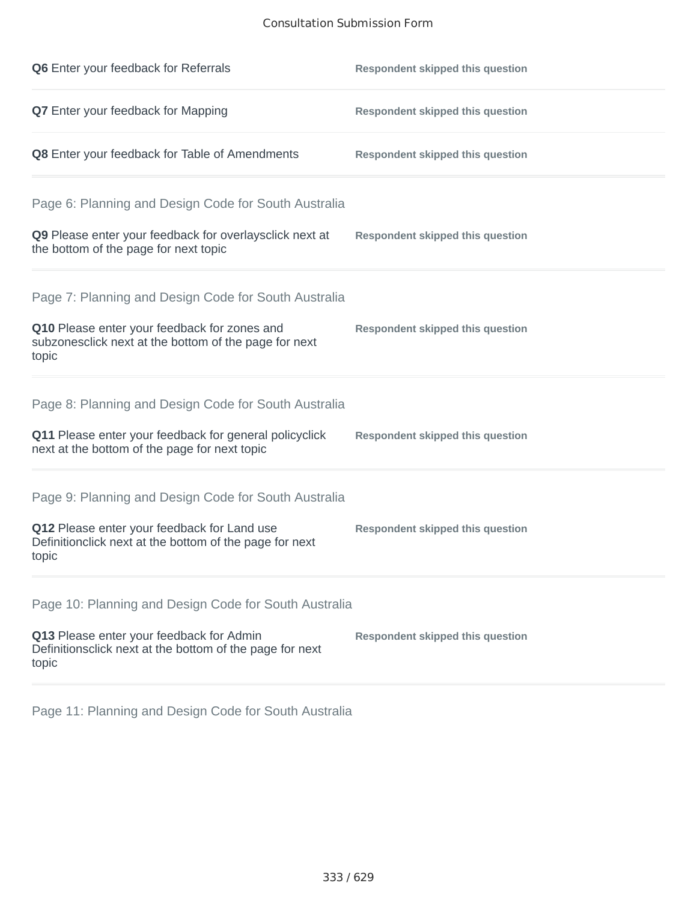**Q6** Enter your feedback for Referrals — **Respondent skipped this question**

**Q7** Enter your feedback for Mapping — **Respondent skipped this question**

**Q8** Enter your feedback for Table of Amendments — **Respondent skipped this question**

## Page 6: Planning and Design Code for South Australia

**Q9** Please enter your feedback for overlaysclick next at the bottom of the page for next topic — **Respondent skipped this question**

## Page 7: Planning and Design Code for South Australia

**Q10** Please enter your feedback for zones and subzonesclick next at the bottom of the page for next topic — **Respondent skipped this question**

## Page 8: Planning and Design Code for South Australia

**Q11** Please enter your feedback for general policyclick next at the bottom of the page for next topic — **Respondent skipped this question**

## Page 9: Planning and Design Code for South Australia

**Q12** Please enter your feedback for Land use Definitionclick next at the bottom of the page for next topic — **Respondent skipped this question**

## Page 10: Planning and Design Code for South Australia

**Q13** Please enter your feedback for Admin Definitionsclick next at the bottom of the page for next topic — **Respondent skipped this question**

## Page 11: Planning and Design Code for South Australia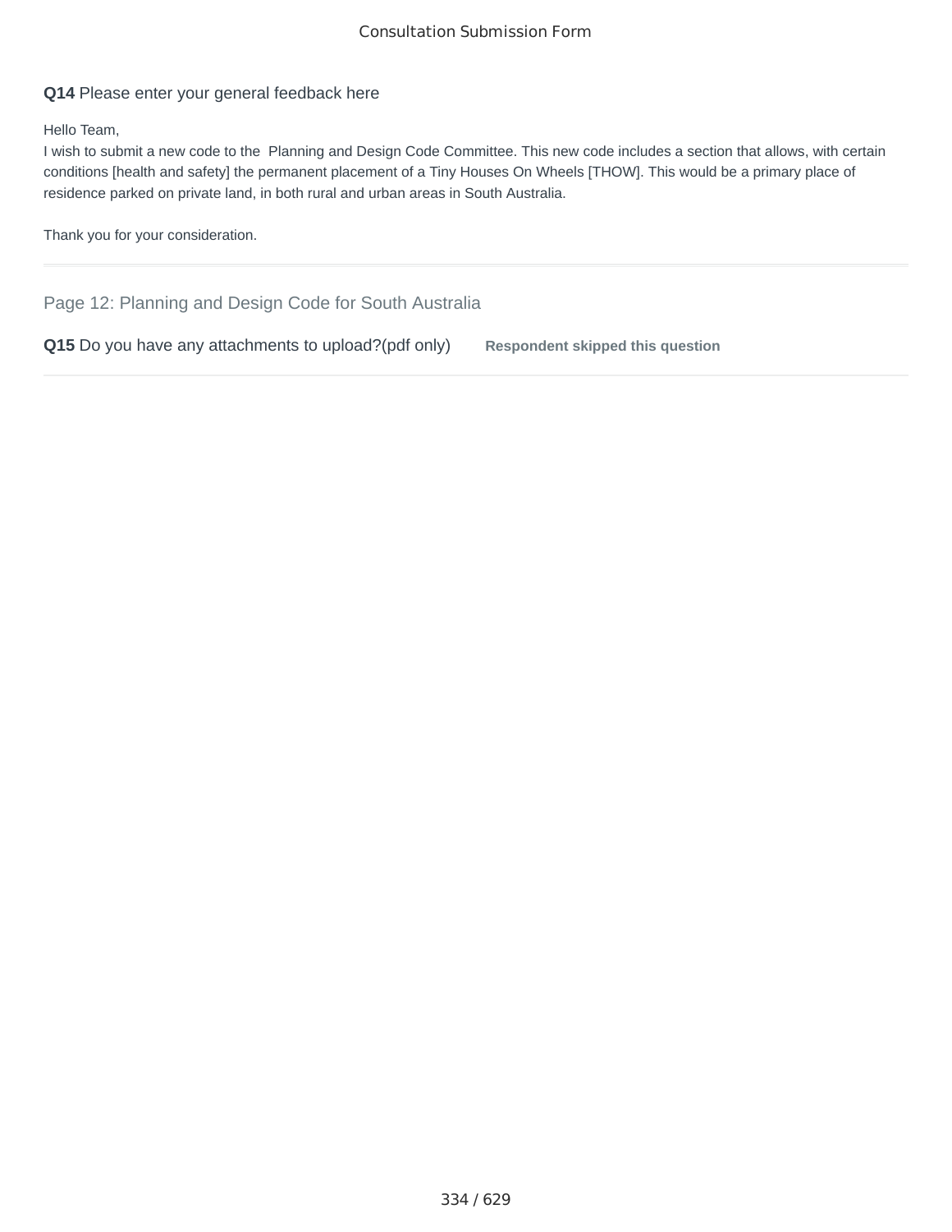**Q14** Please enter your general feedback here

Hello Team,
I wish to submit a new code to the Planning and Design Code Committee. This new code includes a section that allows, with certain conditions [health and safety] the permanent placement of a Tiny Houses On Wheels [THOW]. This would be a primary place of residence parked on private land, in both rural and urban areas in South Australia.

Thank you for your consideration.

---

## Page 12: Planning and Design Code for South Australia

**Q15** Do you have any attachments to upload?(pdf only) **Respondent skipped this question**